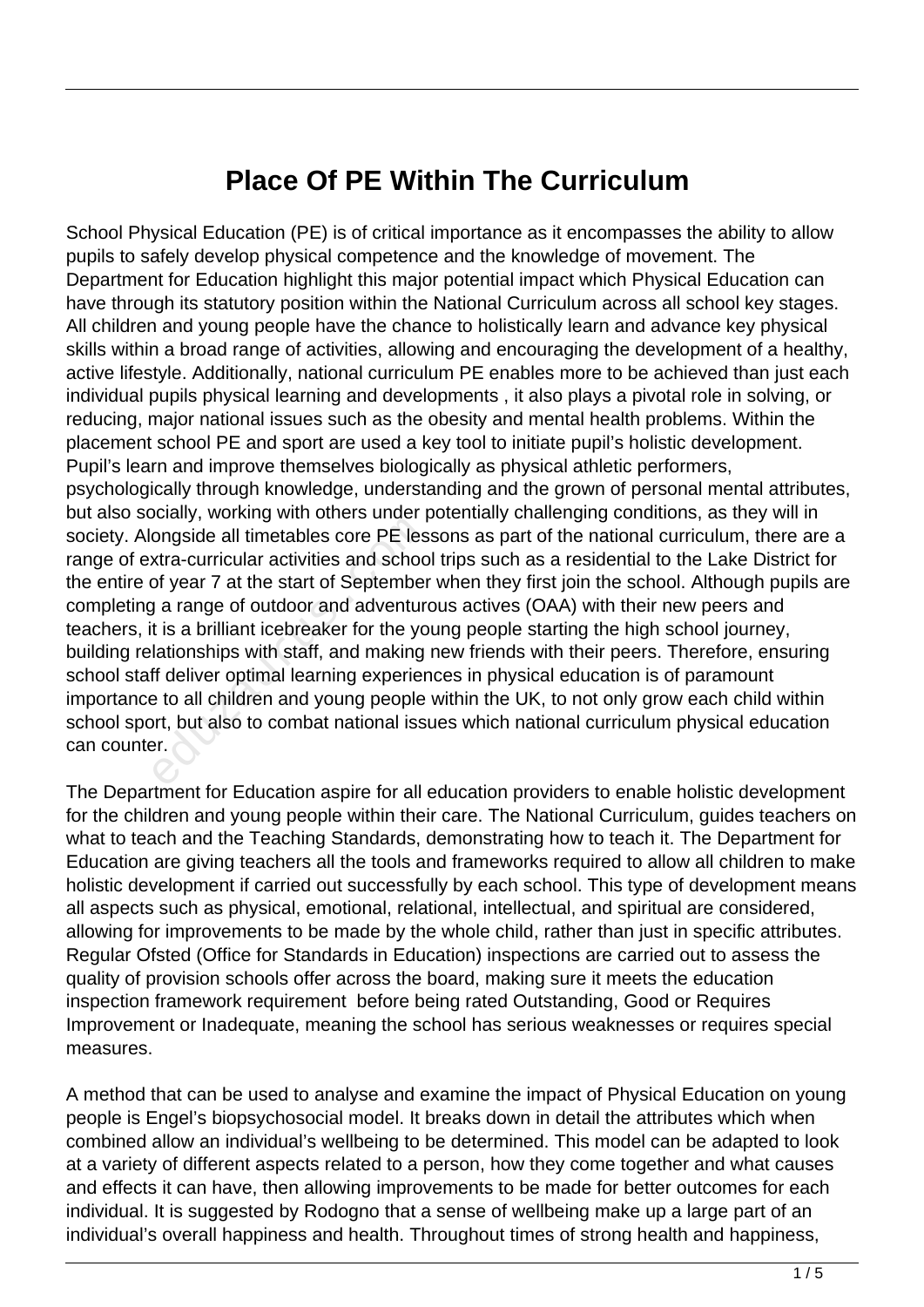# Place Of PE Within The Curriculum

School Physical Education (PE) is of critical importance as it encompasses the ability to allow pupils to safely develop physical competence and the knowledge of movement. The Department for Education highlight this major potential impact which Physical Education can have through its statutory position within the National Curriculum across all school key stages. All children and young people have the chance to holistically learn and advance key physical skills within a broad range of activities, allowing and encouraging the development of a healthy, active lifestyle. Additionally, national curriculum PE enables more to be achieved than just each individual pupils physical learning and developments , it also plays a pivotal role in solving, or reducing, major national issues such as the obesity and mental health problems. Within the placement school PE and sport are used a key tool to initiate pupil's holistic development. Pupil's learn and improve themselves biologically as physical athletic performers, psychologically through knowledge, understanding and the grown of personal mental attributes, but also socially, working with others under potentially challenging conditions, as they will in society. Alongside all timetables core PE lessons as part of the national curriculum, there are a range of extra-curricular activities and school trips such as a residential to the Lake District for the entire of year 7 at the start of September when they first join the school. Although pupils are completing a range of outdoor and adventurous actives (OAA) with their new peers and teachers, it is a brilliant icebreaker for the young people starting the high school journey, building relationships with staff, and making new friends with their peers. Therefore, ensuring school staff deliver optimal learning experiences in physical education is of paramount importance to all children and young people within the UK, to not only grow each child within school sport, but also to combat national issues which national curriculum physical education can counter.

The Department for Education aspire for all education providers to enable holistic development for the children and young people within their care. The National Curriculum, guides teachers on what to teach and the Teaching Standards, demonstrating how to teach it. The Department for Education are giving teachers all the tools and frameworks required to allow all children to make holistic development if carried out successfully by each school. This type of development means all aspects such as physical, emotional, relational, intellectual, and spiritual are considered, allowing for improvements to be made by the whole child, rather than just in specific attributes. Regular Ofsted (Office for Standards in Education) inspections are carried out to assess the quality of provision schools offer across the board, making sure it meets the education inspection framework requirement  before being rated Outstanding, Good or Requires Improvement or Inadequate, meaning the school has serious weaknesses or requires special measures.

A method that can be used to analyse and examine the impact of Physical Education on young people is Engel's biopsychosocial model. It breaks down in detail the attributes which when combined allow an individual's wellbeing to be determined. This model can be adapted to look at a variety of different aspects related to a person, how they come together and what causes and effects it can have, then allowing improvements to be made for better outcomes for each individual. It is suggested by Rodogno that a sense of wellbeing make up a large part of an individual's overall happiness and health. Throughout times of strong health and happiness,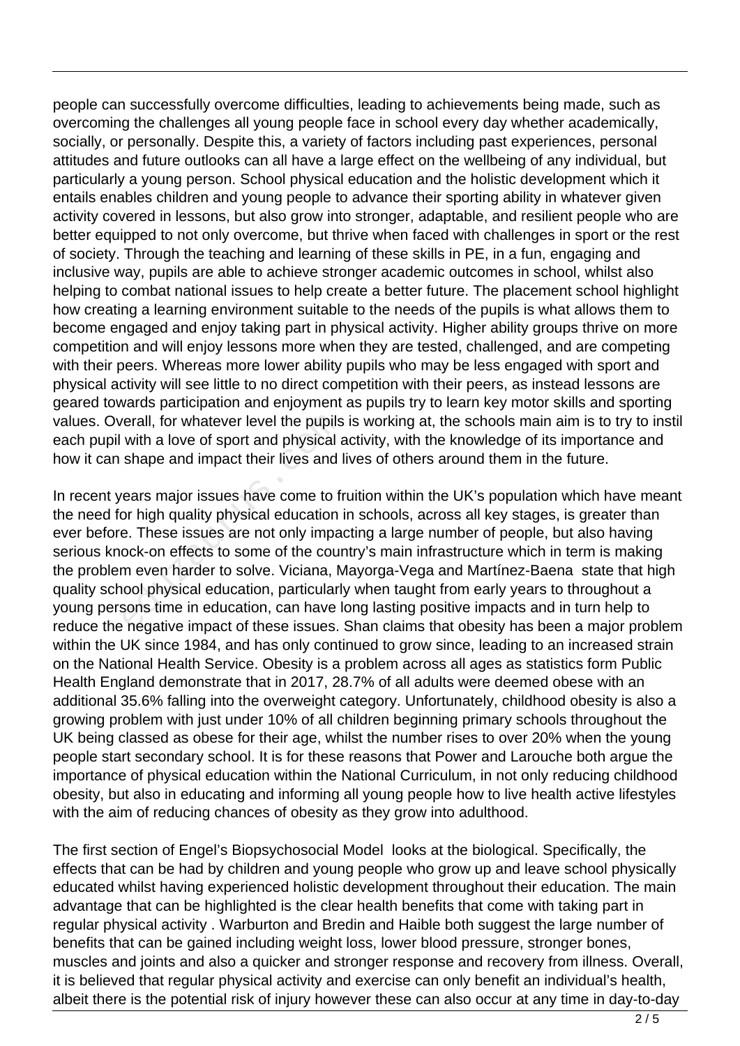people can successfully overcome difficulties, leading to achievements being made, such as overcoming the challenges all young people face in school every day whether academically, socially, or personally. Despite this, a variety of factors including past experiences, personal attitudes and future outlooks can all have a large effect on the wellbeing of any individual, but particularly a young person. School physical education and the holistic development which it entails enables children and young people to advance their sporting ability in whatever given activity covered in lessons, but also grow into stronger, adaptable, and resilient people who are better equipped to not only overcome, but thrive when faced with challenges in sport or the rest of society. Through the teaching and learning of these skills in PE, in a fun, engaging and inclusive way, pupils are able to achieve stronger academic outcomes in school, whilst also helping to combat national issues to help create a better future. The placement school highlight how creating a learning environment suitable to the needs of the pupils is what allows them to become engaged and enjoy taking part in physical activity. Higher ability groups thrive on more competition and will enjoy lessons more when they are tested, challenged, and are competing with their peers. Whereas more lower ability pupils who may be less engaged with sport and physical activity will see little to no direct competition with their peers, as instead lessons are geared towards participation and enjoyment as pupils try to learn key motor skills and sporting values. Overall, for whatever level the pupils is working at, the schools main aim is to try to instil each pupil with a love of sport and physical activity, with the knowledge of its importance and how it can shape and impact their lives and lives of others around them in the future.

In recent years major issues have come to fruition within the UK's population which have meant the need for high quality physical education in schools, across all key stages, is greater than ever before. These issues are not only impacting a large number of people, but also having serious knock-on effects to some of the country's main infrastructure which in term is making the problem even harder to solve. Viciana, Mayorga-Vega and Martínez-Baena state that high quality school physical education, particularly when taught from early years to throughout a young persons time in education, can have long lasting positive impacts and in turn help to reduce the negative impact of these issues. Shan claims that obesity has been a major problem within the UK since 1984, and has only continued to grow since, leading to an increased strain on the National Health Service. Obesity is a problem across all ages as statistics form Public Health England demonstrate that in 2017, 28.7% of all adults were deemed obese with an additional 35.6% falling into the overweight category. Unfortunately, childhood obesity is also a growing problem with just under 10% of all children beginning primary schools throughout the UK being classed as obese for their age, whilst the number rises to over 20% when the young people start secondary school. It is for these reasons that Power and Larouche both argue the importance of physical education within the National Curriculum, in not only reducing childhood obesity, but also in educating and informing all young people how to live health active lifestyles with the aim of reducing chances of obesity as they grow into adulthood.

The first section of Engel's Biopsychosocial Model looks at the biological. Specifically, the effects that can be had by children and young people who grow up and leave school physically educated whilst having experienced holistic development throughout their education. The main advantage that can be highlighted is the clear health benefits that come with taking part in regular physical activity . Warburton and Bredin and Haible both suggest the large number of benefits that can be gained including weight loss, lower blood pressure, stronger bones, muscles and joints and also a quicker and stronger response and recovery from illness. Overall, it is believed that regular physical activity and exercise can only benefit an individual's health, albeit there is the potential risk of injury however these can also occur at any time in day-to-day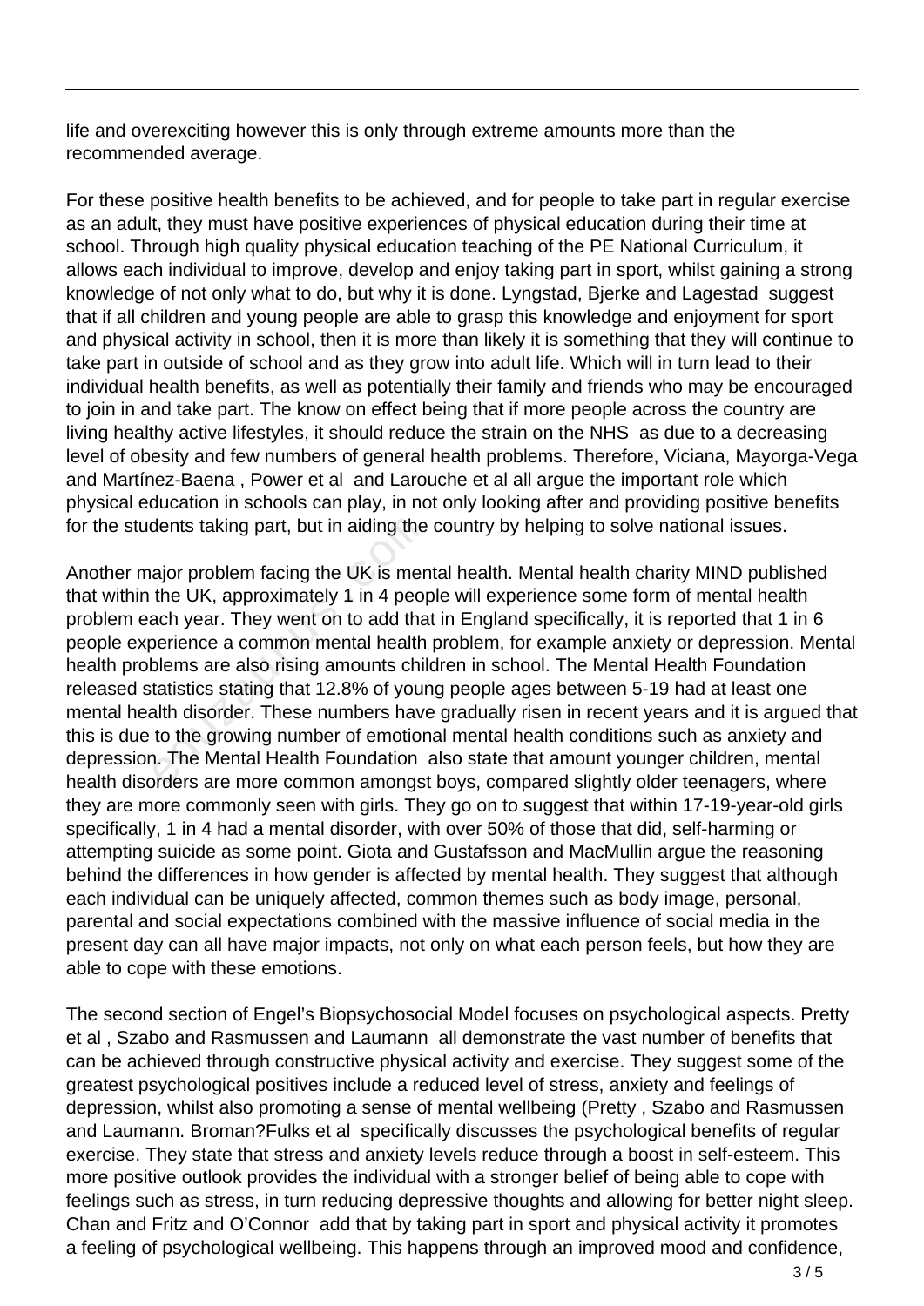life and overexciting however this is only through extreme amounts more than the recommended average.

For these positive health benefits to be achieved, and for people to take part in regular exercise as an adult, they must have positive experiences of physical education during their time at school. Through high quality physical education teaching of the PE National Curriculum, it allows each individual to improve, develop and enjoy taking part in sport, whilst gaining a strong knowledge of not only what to do, but why it is done. Lyngstad, Bjerke and Lagestad  suggest that if all children and young people are able to grasp this knowledge and enjoyment for sport and physical activity in school, then it is more than likely it is something that they will continue to take part in outside of school and as they grow into adult life. Which will in turn lead to their individual health benefits, as well as potentially their family and friends who may be encouraged to join in and take part. The know on effect being that if more people across the country are living healthy active lifestyles, it should reduce the strain on the NHS  as due to a decreasing level of obesity and few numbers of general health problems. Therefore, Viciana, Mayorga-Vega and Martínez-Baena , Power et al  and Larouche et al all argue the important role which physical education in schools can play, in not only looking after and providing positive benefits for the students taking part, but in aiding the country by helping to solve national issues.

Another major problem facing the UK is mental health. Mental health charity MIND published that within the UK, approximately 1 in 4 people will experience some form of mental health problem each year. They went on to add that in England specifically, it is reported that 1 in 6 people experience a common mental health problem, for example anxiety or depression. Mental health problems are also rising amounts children in school. The Mental Health Foundation released statistics stating that 12.8% of young people ages between 5-19 had at least one mental health disorder. These numbers have gradually risen in recent years and it is argued that this is due to the growing number of emotional mental health conditions such as anxiety and depression. The Mental Health Foundation  also state that amount younger children, mental health disorders are more common amongst boys, compared slightly older teenagers, where they are more commonly seen with girls. They go on to suggest that within 17-19-year-old girls specifically, 1 in 4 had a mental disorder, with over 50% of those that did, self-harming or attempting suicide as some point. Giota and Gustafsson and MacMullin argue the reasoning behind the differences in how gender is affected by mental health. They suggest that although each individual can be uniquely affected, common themes such as body image, personal, parental and social expectations combined with the massive influence of social media in the present day can all have major impacts, not only on what each person feels, but how they are able to cope with these emotions.

The second section of Engel's Biopsychosocial Model focuses on psychological aspects. Pretty et al , Szabo and Rasmussen and Laumann  all demonstrate the vast number of benefits that can be achieved through constructive physical activity and exercise. They suggest some of the greatest psychological positives include a reduced level of stress, anxiety and feelings of depression, whilst also promoting a sense of mental wellbeing (Pretty , Szabo and Rasmussen and Laumann. Broman?Fulks et al  specifically discusses the psychological benefits of regular exercise. They state that stress and anxiety levels reduce through a boost in self-esteem. This more positive outlook provides the individual with a stronger belief of being able to cope with feelings such as stress, in turn reducing depressive thoughts and allowing for better night sleep. Chan and Fritz and O'Connor  add that by taking part in sport and physical activity it promotes a feeling of psychological wellbeing. This happens through an improved mood and confidence,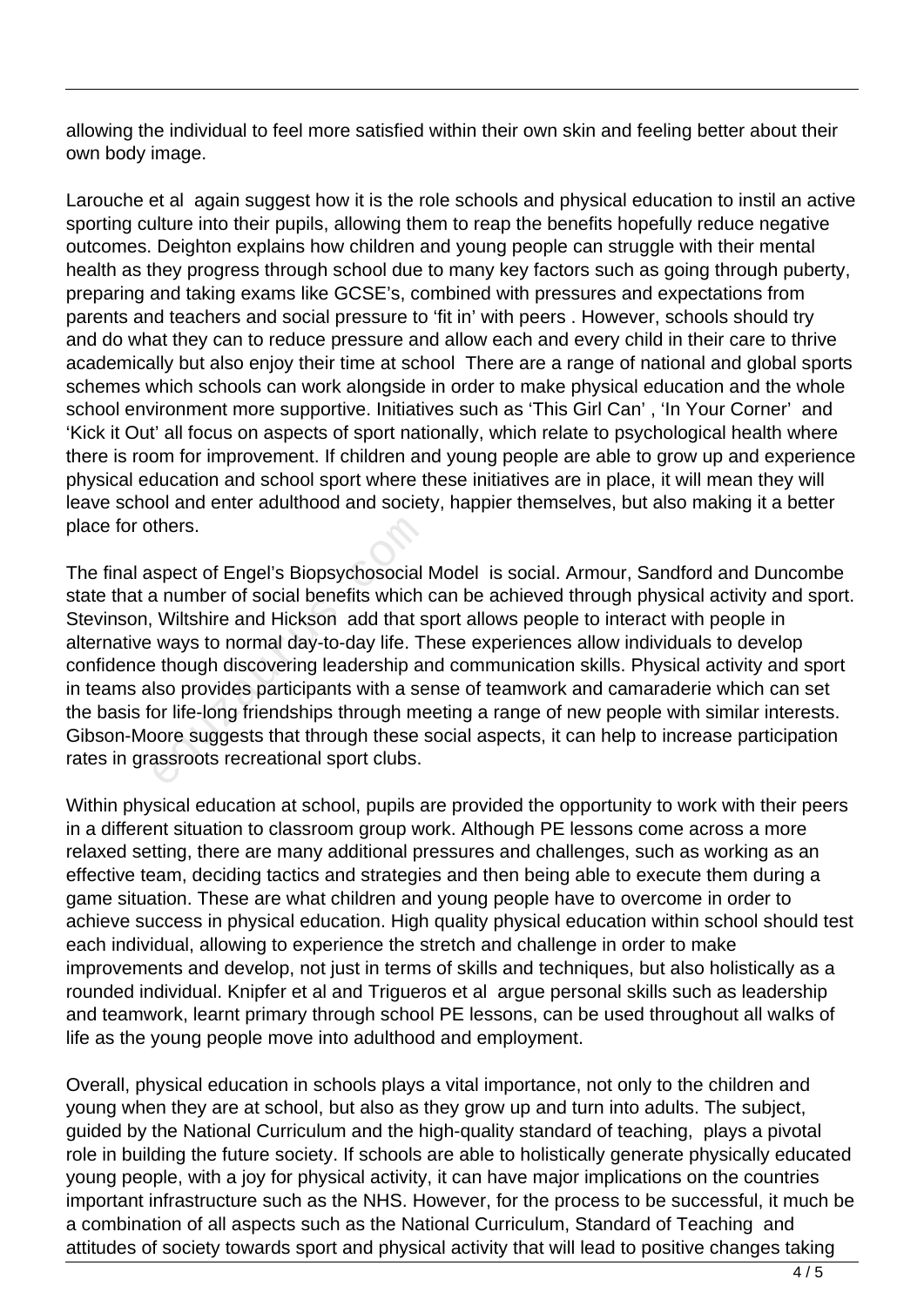allowing the individual to feel more satisfied within their own skin and feeling better about their own body image.

Larouche et al again suggest how it is the role schools and physical education to instil an active sporting culture into their pupils, allowing them to reap the benefits hopefully reduce negative outcomes. Deighton explains how children and young people can struggle with their mental health as they progress through school due to many key factors such as going through puberty, preparing and taking exams like GCSE's, combined with pressures and expectations from parents and teachers and social pressure to 'fit in' with peers . However, schools should try and do what they can to reduce pressure and allow each and every child in their care to thrive academically but also enjoy their time at school There are a range of national and global sports schemes which schools can work alongside in order to make physical education and the whole school environment more supportive. Initiatives such as 'This Girl Can' , 'In Your Corner' and 'Kick it Out' all focus on aspects of sport nationally, which relate to psychological health where there is room for improvement. If children and young people are able to grow up and experience physical education and school sport where these initiatives are in place, it will mean they will leave school and enter adulthood and society, happier themselves, but also making it a better place for others.

The final aspect of Engel's Biopsychosocial Model is social. Armour, Sandford and Duncombe state that a number of social benefits which can be achieved through physical activity and sport. Stevinson, Wiltshire and Hickson add that sport allows people to interact with people in alternative ways to normal day-to-day life. These experiences allow individuals to develop confidence though discovering leadership and communication skills. Physical activity and sport in teams also provides participants with a sense of teamwork and camaraderie which can set the basis for life-long friendships through meeting a range of new people with similar interests. Gibson-Moore suggests that through these social aspects, it can help to increase participation rates in grassroots recreational sport clubs.

Within physical education at school, pupils are provided the opportunity to work with their peers in a different situation to classroom group work. Although PE lessons come across a more relaxed setting, there are many additional pressures and challenges, such as working as an effective team, deciding tactics and strategies and then being able to execute them during a game situation. These are what children and young people have to overcome in order to achieve success in physical education. High quality physical education within school should test each individual, allowing to experience the stretch and challenge in order to make improvements and develop, not just in terms of skills and techniques, but also holistically as a rounded individual. Knipfer et al and Trigueros et al argue personal skills such as leadership and teamwork, learnt primary through school PE lessons, can be used throughout all walks of life as the young people move into adulthood and employment.

Overall, physical education in schools plays a vital importance, not only to the children and young when they are at school, but also as they grow up and turn into adults. The subject, guided by the National Curriculum and the high-quality standard of teaching, plays a pivotal role in building the future society. If schools are able to holistically generate physically educated young people, with a joy for physical activity, it can have major implications on the countries important infrastructure such as the NHS. However, for the process to be successful, it much be a combination of all aspects such as the National Curriculum, Standard of Teaching and attitudes of society towards sport and physical activity that will lead to positive changes taking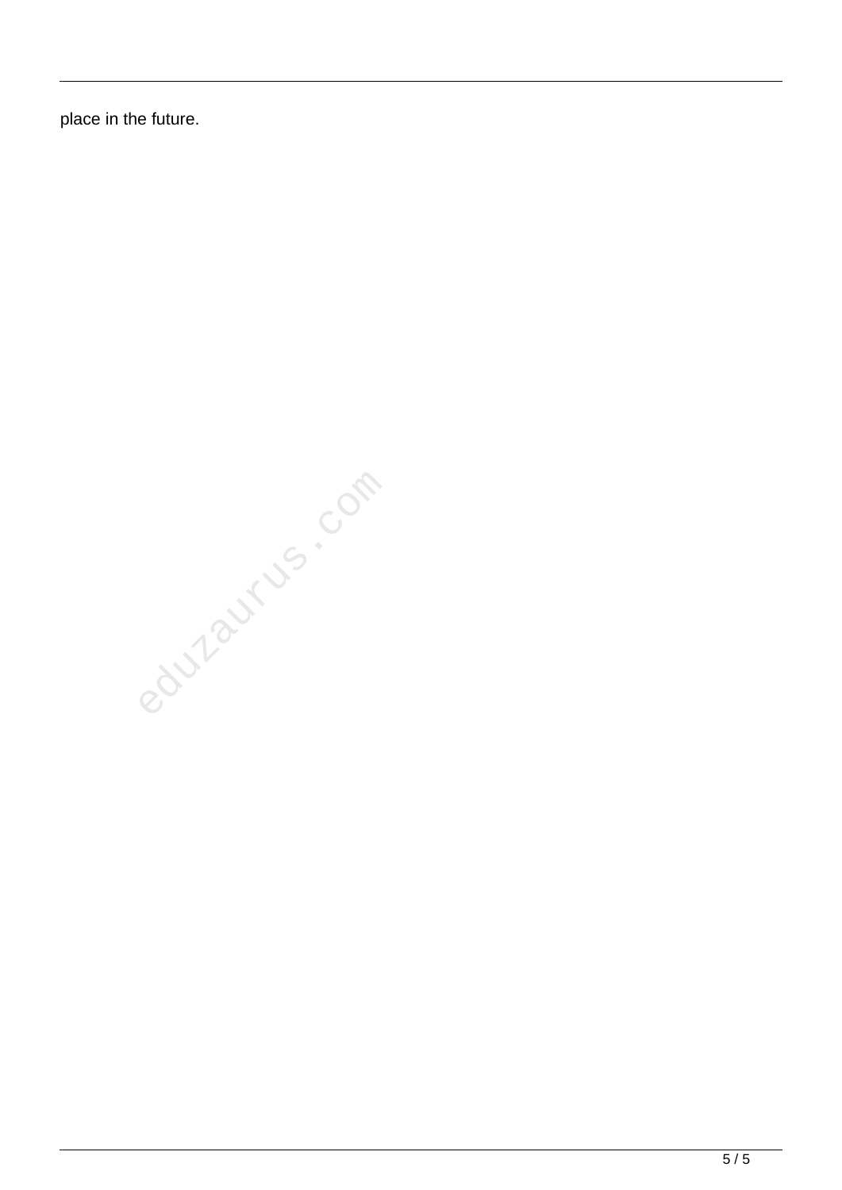place in the future.